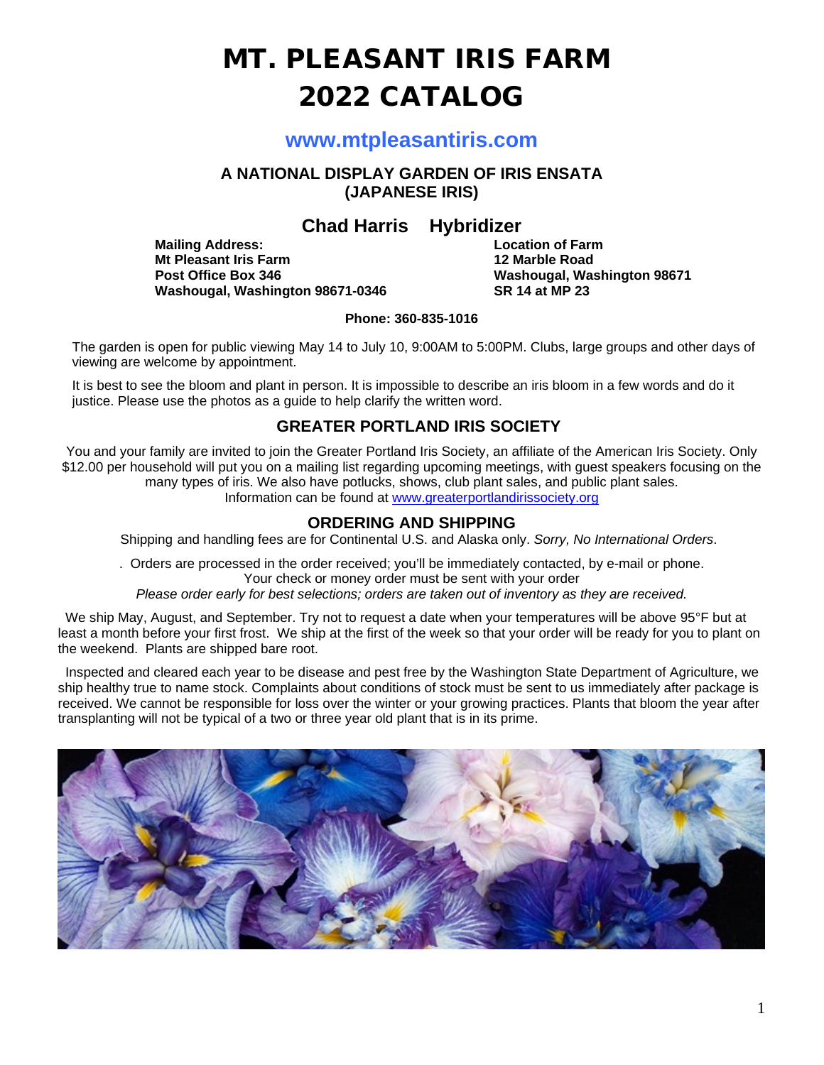# MT. PLEASANT IRIS FARM
# 2022 CATALOG

## www.mtpleasantiris.com

### A NATIONAL DISPLAY GARDEN OF IRIS ENSATA (JAPANESE IRIS)

## Chad Harris Hybridizer

**Mailing Address:**
**Mt Pleasant Iris Farm**
**Post Office Box 346**
**Washougal, Washington 98671-0346**

**Location of Farm**
**12 Marble Road**
**Washougal, Washington 98671**
**SR 14 at MP 23**

**Phone: 360-835-1016**

The garden is open for public viewing May 14 to July 10, 9:00AM to 5:00PM. Clubs, large groups and other days of viewing are welcome by appointment.

It is best to see the bloom and plant in person. It is impossible to describe an iris bloom in a few words and do it justice. Please use the photos as a guide to help clarify the written word.

### GREATER PORTLAND IRIS SOCIETY

You and your family are invited to join the Greater Portland Iris Society, an affiliate of the American Iris Society. Only $12.00 per household will put you on a mailing list regarding upcoming meetings, with guest speakers focusing on the many types of iris. We also have potlucks, shows, club plant sales, and public plant sales.
Information can be found at www.greaterportlandirissociety.org

### ORDERING AND SHIPPING

Shipping and handling fees are for Continental U.S. and Alaska only. *Sorry, No International Orders*.

. Orders are processed in the order received; you'll be immediately contacted, by e-mail or phone.
Your check or money order must be sent with your order
*Please order early for best selections; orders are taken out of inventory as they are received.*

We ship May, August, and September. Try not to request a date when your temperatures will be above 95°F but at least a month before your first frost. We ship at the first of the week so that your order will be ready for you to plant on the weekend. Plants are shipped bare root.

Inspected and cleared each year to be disease and pest free by the Washington State Department of Agriculture, we ship healthy true to name stock. Complaints about conditions of stock must be sent to us immediately after package is received. We cannot be responsible for loss over the winter or your growing practices. Plants that bloom the year after transplanting will not be typical of a two or three year old plant that is in its prime.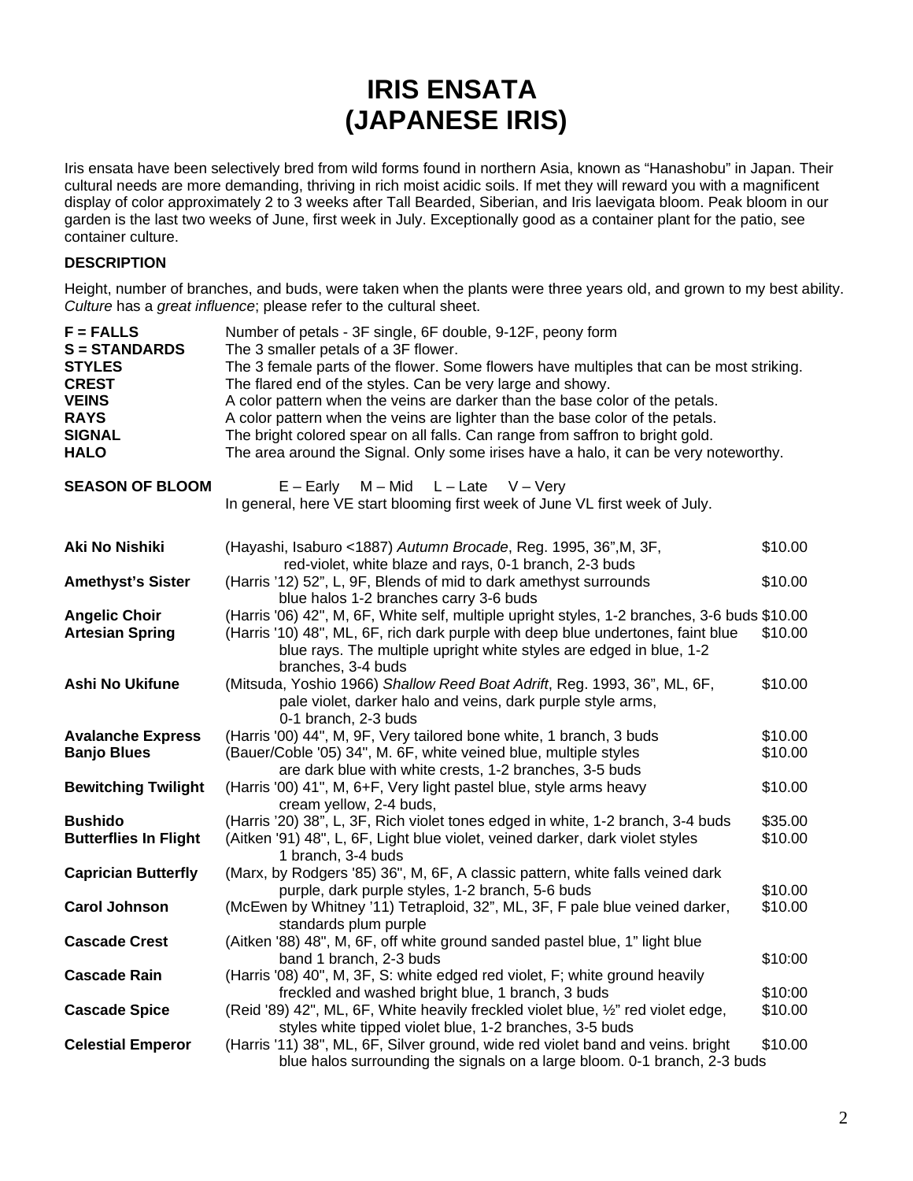# IRIS ENSATA
# (JAPANESE IRIS)

Iris ensata have been selectively bred from wild forms found in northern Asia, known as "Hanashobu" in Japan. Their cultural needs are more demanding, thriving in rich moist acidic soils. If met they will reward you with a magnificent display of color approximately 2 to 3 weeks after Tall Bearded, Siberian, and Iris laevigata bloom. Peak bloom in our garden is the last two weeks of June, first week in July. Exceptionally good as a container plant for the patio, see container culture.

### DESCRIPTION

Height, number of branches, and buds, were taken when the plants were three years old, and grown to my best ability. *Culture* has a *great influence*; please refer to the cultural sheet.

| | |
|---|---|
| **F = FALLS** | Number of petals - 3F single, 6F double, 9-12F, peony form |
| **S = STANDARDS** | The 3 smaller petals of a 3F flower. |
| **STYLES** | The 3 female parts of the flower. Some flowers have multiples that can be most striking. |
| **CREST** | The flared end of the styles. Can be very large and showy. |
| **VEINS** | A color pattern when the veins are darker than the base color of the petals. |
| **RAYS** | A color pattern when the veins are lighter than the base color of the petals. |
| **SIGNAL** | The bright colored spear on all falls. Can range from saffron to bright gold. |
| **HALO** | The area around the Signal. Only some irises have a halo, it can be very noteworthy. |

**SEASON OF BLOOM** E – Early M – Mid L – Late V – Very
In general, here VE start blooming first week of June VL first week of July.

| | | |
|---|---|---|
| **Aki No Nishiki** | (Hayashi, Isaburo <1887) *Autumn Brocade*, Reg. 1995, 36",M, 3F, red-violet, white blaze and rays, 0-1 branch, 2-3 buds | $10.00 |
| **Amethyst's Sister** | (Harris '12) 52", L, 9F, Blends of mid to dark amethyst surrounds blue halos 1-2 branches carry 3-6 buds | $10.00 |
| **Angelic Choir** | (Harris '06) 42", M, 6F, White self, multiple upright styles, 1-2 branches, 3-6 buds | $10.00 |
| **Artesian Spring** | (Harris '10) 48", ML, 6F, rich dark purple with deep blue undertones, faint blue rays. The multiple upright white styles are edged in blue, 1-2 branches, 3-4 buds | $10.00 |
| **Ashi No Ukifune** | (Mitsuda, Yoshio 1966) *Shallow Reed Boat Adrift*, Reg. 1993, 36", ML, 6F, pale violet, darker halo and veins, dark purple style arms, 0-1 branch, 2-3 buds | $10.00 |
| **Avalanche Express** | (Harris '00) 44", M, 9F, Very tailored bone white, 1 branch, 3 buds | $10.00 |
| **Banjo Blues** | (Bauer/Coble '05) 34", M. 6F, white veined blue, multiple styles are dark blue with white crests, 1-2 branches, 3-5 buds | $10.00 |
| **Bewitching Twilight** | (Harris '00) 41", M, 6+F, Very light pastel blue, style arms heavy cream yellow, 2-4 buds, | $10.00 |
| **Bushido** | (Harris '20) 38", L, 3F, Rich violet tones edged in white, 1-2 branch, 3-4 buds | $35.00 |
| **Butterflies In Flight** | (Aitken '91) 48", L, 6F, Light blue violet, veined darker, dark violet styles 1 branch, 3-4 buds | $10.00 |
| **Caprician Butterfly** | (Marx, by Rodgers '85) 36", M, 6F, A classic pattern, white falls veined dark purple, dark purple styles, 1-2 branch, 5-6 buds | $10.00 |
| **Carol Johnson** | (McEwen by Whitney '11) Tetraploid, 32", ML, 3F, F pale blue veined darker, standards plum purple | $10.00 |
| **Cascade Crest** | (Aitken '88) 48", M, 6F, off white ground sanded pastel blue, 1" light blue band 1 branch, 2-3 buds | $10:00 |
| **Cascade Rain** | (Harris '08) 40", M, 3F, S: white edged red violet, F; white ground heavily freckled and washed bright blue, 1 branch, 3 buds | $10:00 |
| **Cascade Spice** | (Reid '89) 42", ML, 6F, White heavily freckled violet blue, ½" red violet edge, styles white tipped violet blue, 1-2 branches, 3-5 buds | $10.00 |
| **Celestial Emperor** | (Harris '11) 38", ML, 6F, Silver ground, wide red violet band and veins. bright blue halos surrounding the signals on a large bloom. 0-1 branch, 2-3 buds | $10.00 |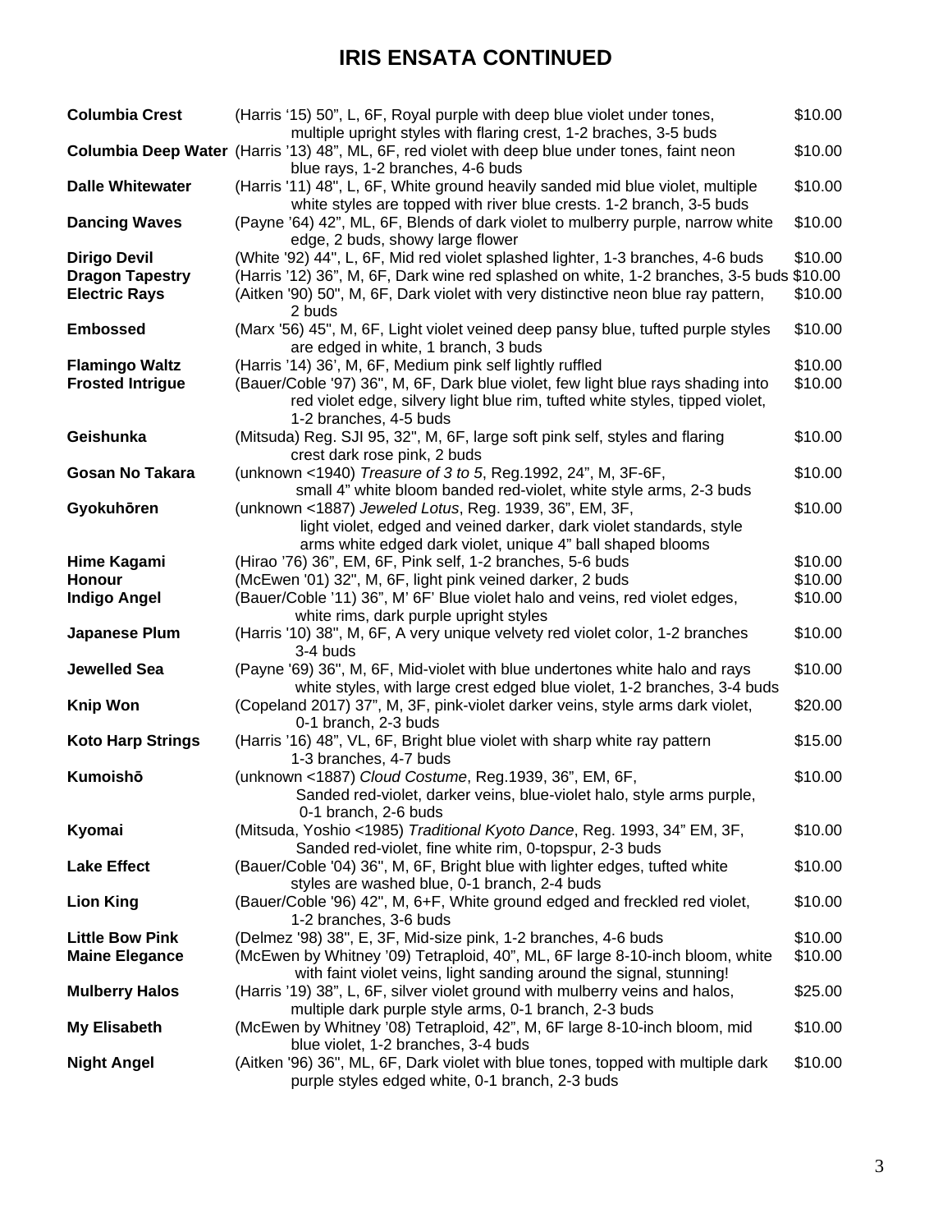# IRIS ENSATA CONTINUED

| | | |
|---|---|---|
| **Columbia Crest** | (Harris '15) 50", L, 6F, Royal purple with deep blue violet under tones, multiple upright styles with flaring crest, 1-2 braches, 3-5 buds | $10.00 |
| **Columbia Deep Water** | (Harris '13) 48", ML, 6F, red violet with deep blue under tones, faint neon blue rays, 1-2 branches, 4-6 buds | $10.00 |
| **Dalle Whitewater** | (Harris '11) 48", L, 6F, White ground heavily sanded mid blue violet, multiple white styles are topped with river blue crests. 1-2 branch, 3-5 buds | $10.00 |
| **Dancing Waves** | (Payne '64) 42", ML, 6F, Blends of dark violet to mulberry purple, narrow white edge, 2 buds, showy large flower | $10.00 |
| **Dirigo Devil** | (White '92) 44", L, 6F, Mid red violet splashed lighter, 1-3 branches, 4-6 buds | $10.00 |
| **Dragon Tapestry** | (Harris '12) 36", M, 6F, Dark wine red splashed on white, 1-2 branches, 3-5 buds | $10.00 |
| **Electric Rays** | (Aitken '90) 50", M, 6F, Dark violet with very distinctive neon blue ray pattern, 2 buds | $10.00 |
| **Embossed** | (Marx '56) 45", M, 6F, Light violet veined deep pansy blue, tufted purple styles are edged in white, 1 branch, 3 buds | $10.00 |
| **Flamingo Waltz** | (Harris '14) 36', M, 6F, Medium pink self lightly ruffled | $10.00 |
| **Frosted Intrigue** | (Bauer/Coble '97) 36", M, 6F, Dark blue violet, few light blue rays shading into red violet edge, silvery light blue rim, tufted white styles, tipped violet, 1-2 branches, 4-5 buds | $10.00 |
| **Geishunka** | (Mitsuda) Reg. SJI 95, 32", M, 6F, large soft pink self, styles and flaring crest dark rose pink, 2 buds | $10.00 |
| **Gosan No Takara** | (unknown <1940) *Treasure of 3 to 5*, Reg.1992, 24", M, 3F-6F, small 4" white bloom banded red-violet, white style arms, 2-3 buds | $10.00 |
| **Gyokuhōren** | (unknown <1887) *Jeweled Lotus*, Reg. 1939, 36", EM, 3F, light violet, edged and veined darker, dark violet standards, style arms white edged dark violet, unique 4" ball shaped blooms | $10.00 |
| **Hime Kagami** | (Hirao '76) 36", EM, 6F, Pink self, 1-2 branches, 5-6 buds | $10.00 |
| **Honour** | (McEwen '01) 32", M, 6F, light pink veined darker, 2 buds | $10.00 |
| **Indigo Angel** | (Bauer/Coble '11) 36", M' 6F' Blue violet halo and veins, red violet edges, white rims, dark purple upright styles | $10.00 |
| **Japanese Plum** | (Harris '10) 38", M, 6F, A very unique velvety red violet color, 1-2 branches 3-4 buds | $10.00 |
| **Jewelled Sea** | (Payne '69) 36", M, 6F, Mid-violet with blue undertones white halo and rays white styles, with large crest edged blue violet, 1-2 branches, 3-4 buds | $10.00 |
| **Knip Won** | (Copeland 2017) 37", M, 3F, pink-violet darker veins, style arms dark violet, 0-1 branch, 2-3 buds | $20.00 |
| **Koto Harp Strings** | (Harris '16) 48", VL, 6F, Bright blue violet with sharp white ray pattern 1-3 branches, 4-7 buds | $15.00 |
| **Kumoishō** | (unknown <1887) *Cloud Costume*, Reg.1939, 36", EM, 6F, Sanded red-violet, darker veins, blue-violet halo, style arms purple, 0-1 branch, 2-6 buds | $10.00 |
| **Kyomai** | (Mitsuda, Yoshio <1985) *Traditional Kyoto Dance*, Reg. 1993, 34" EM, 3F, Sanded red-violet, fine white rim, 0-topspur, 2-3 buds | $10.00 |
| **Lake Effect** | (Bauer/Coble '04) 36", M, 6F, Bright blue with lighter edges, tufted white styles are washed blue, 0-1 branch, 2-4 buds | $10.00 |
| **Lion King** | (Bauer/Coble '96) 42", M, 6+F, White ground edged and freckled red violet, 1-2 branches, 3-6 buds | $10.00 |
| **Little Bow Pink** | (Delmez '98) 38", E, 3F, Mid-size pink, 1-2 branches, 4-6 buds | $10.00 |
| **Maine Elegance** | (McEwen by Whitney '09) Tetraploid, 40", ML, 6F large 8-10-inch bloom, white with faint violet veins, light sanding around the signal, stunning! | $10.00 |
| **Mulberry Halos** | (Harris '19) 38", L, 6F, silver violet ground with mulberry veins and halos, multiple dark purple style arms, 0-1 branch, 2-3 buds | $25.00 |
| **My Elisabeth** | (McEwen by Whitney '08) Tetraploid, 42", M, 6F large 8-10-inch bloom, mid blue violet, 1-2 branches, 3-4 buds | $10.00 |
| **Night Angel** | (Aitken '96) 36", ML, 6F, Dark violet with blue tones, topped with multiple dark purple styles edged white, 0-1 branch, 2-3 buds | $10.00 |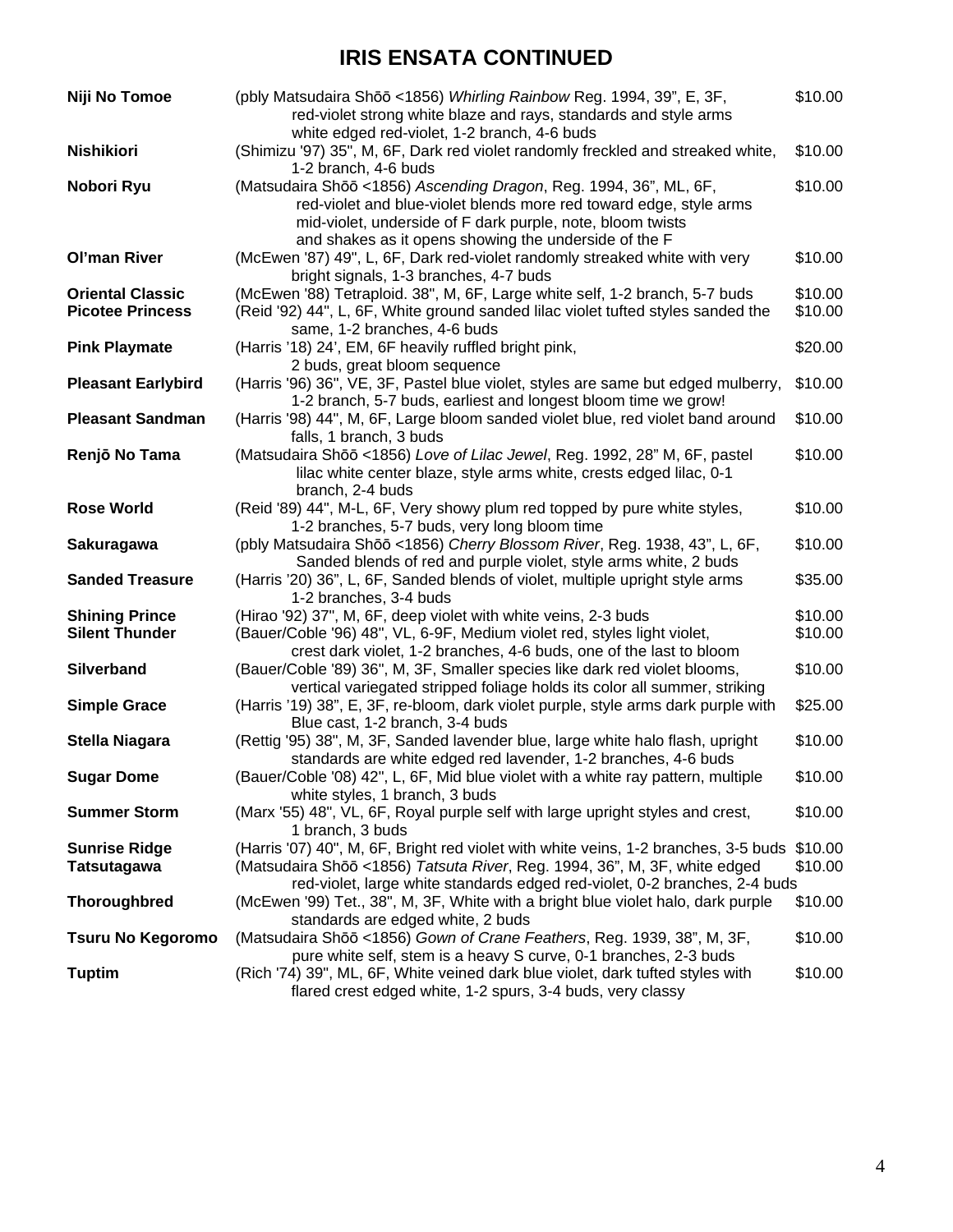# IRIS ENSATA CONTINUED

| Name | Description | Price |
|---|---|---|
| **Niji No Tomoe** | (pbly Matsudaira Shōō <1856) *Whirling Rainbow* Reg. 1994, 39", E, 3F, red-violet strong white blaze and rays, standards and style arms white edged red-violet, 1-2 branch, 4-6 buds | $10.00 |
| **Nishikiori** | (Shimizu '97) 35", M, 6F, Dark red violet randomly freckled and streaked white, 1-2 branch, 4-6 buds | $10.00 |
| **Nobori Ryu** | (Matsudaira Shōō <1856) *Ascending Dragon*, Reg. 1994, 36", ML, 6F, red-violet and blue-violet blends more red toward edge, style arms mid-violet, underside of F dark purple, note, bloom twists and shakes as it opens showing the underside of the F | $10.00 |
| **Ol'man River** | (McEwen '87) 49", L, 6F, Dark red-violet randomly streaked white with very bright signals, 1-3 branches, 4-7 buds | $10.00 |
| **Oriental Classic** | (McEwen '88) Tetraploid. 38", M, 6F, Large white self, 1-2 branch, 5-7 buds | $10.00 |
| **Picotee Princess** | (Reid '92) 44", L, 6F, White ground sanded lilac violet tufted styles sanded the same, 1-2 branches, 4-6 buds | $10.00 |
| **Pink Playmate** | (Harris '18) 24', EM, 6F heavily ruffled bright pink, 2 buds, great bloom sequence | $20.00 |
| **Pleasant Earlybird** | (Harris '96) 36", VE, 3F, Pastel blue violet, styles are same but edged mulberry, 1-2 branch, 5-7 buds, earliest and longest bloom time we grow! | $10.00 |
| **Pleasant Sandman** | (Harris '98) 44", M, 6F, Large bloom sanded violet blue, red violet band around falls, 1 branch, 3 buds | $10.00 |
| **Renjō No Tama** | (Matsudaira Shōō <1856) *Love of Lilac Jewel*, Reg. 1992, 28" M, 6F, pastel lilac white center blaze, style arms white, crests edged lilac, 0-1 branch, 2-4 buds | $10.00 |
| **Rose World** | (Reid '89) 44", M-L, 6F, Very showy plum red topped by pure white styles, 1-2 branches, 5-7 buds, very long bloom time | $10.00 |
| **Sakuragawa** | (pbly Matsudaira Shōō <1856) *Cherry Blossom River*, Reg. 1938, 43", L, 6F, Sanded blends of red and purple violet, style arms white, 2 buds | $10.00 |
| **Sanded Treasure** | (Harris '20) 36", L, 6F, Sanded blends of violet, multiple upright style arms 1-2 branches, 3-4 buds | $35.00 |
| **Shining Prince** | (Hirao '92) 37", M, 6F, deep violet with white veins, 2-3 buds | $10.00 |
| **Silent Thunder** | (Bauer/Coble '96) 48", VL, 6-9F, Medium violet red, styles light violet, crest dark violet, 1-2 branches, 4-6 buds, one of the last to bloom | $10.00 |
| **Silverband** | (Bauer/Coble '89) 36", M, 3F, Smaller species like dark red violet blooms, vertical variegated stripped foliage holds its color all summer, striking | $10.00 |
| **Simple Grace** | (Harris '19) 38", E, 3F, re-bloom, dark violet purple, style arms dark purple with Blue cast, 1-2 branch, 3-4 buds | $25.00 |
| **Stella Niagara** | (Rettig '95) 38", M, 3F, Sanded lavender blue, large white halo flash, upright standards are white edged red lavender, 1-2 branches, 4-6 buds | $10.00 |
| **Sugar Dome** | (Bauer/Coble '08) 42", L, 6F, Mid blue violet with a white ray pattern, multiple white styles, 1 branch, 3 buds | $10.00 |
| **Summer Storm** | (Marx '55) 48", VL, 6F, Royal purple self with large upright styles and crest, 1 branch, 3 buds | $10.00 |
| **Sunrise Ridge** | (Harris '07) 40", M, 6F, Bright red violet with white veins, 1-2 branches, 3-5 buds | $10.00 |
| **Tatsutagawa** | (Matsudaira Shōō <1856) *Tatsuta River*, Reg. 1994, 36", M, 3F, white edged red-violet, large white standards edged red-violet, 0-2 branches, 2-4 buds | $10.00 |
| **Thoroughbred** | (McEwen '99) Tet., 38", M, 3F, White with a bright blue violet halo, dark purple standards are edged white, 2 buds | $10.00 |
| **Tsuru No Kegoromo** | (Matsudaira Shōō <1856) *Gown of Crane Feathers*, Reg. 1939, 38", M, 3F, pure white self, stem is a heavy S curve, 0-1 branches, 2-3 buds | $10.00 |
| **Tuptim** | (Rich '74) 39", ML, 6F, White veined dark blue violet, dark tufted styles with flared crest edged white, 1-2 spurs, 3-4 buds, very classy | $10.00 |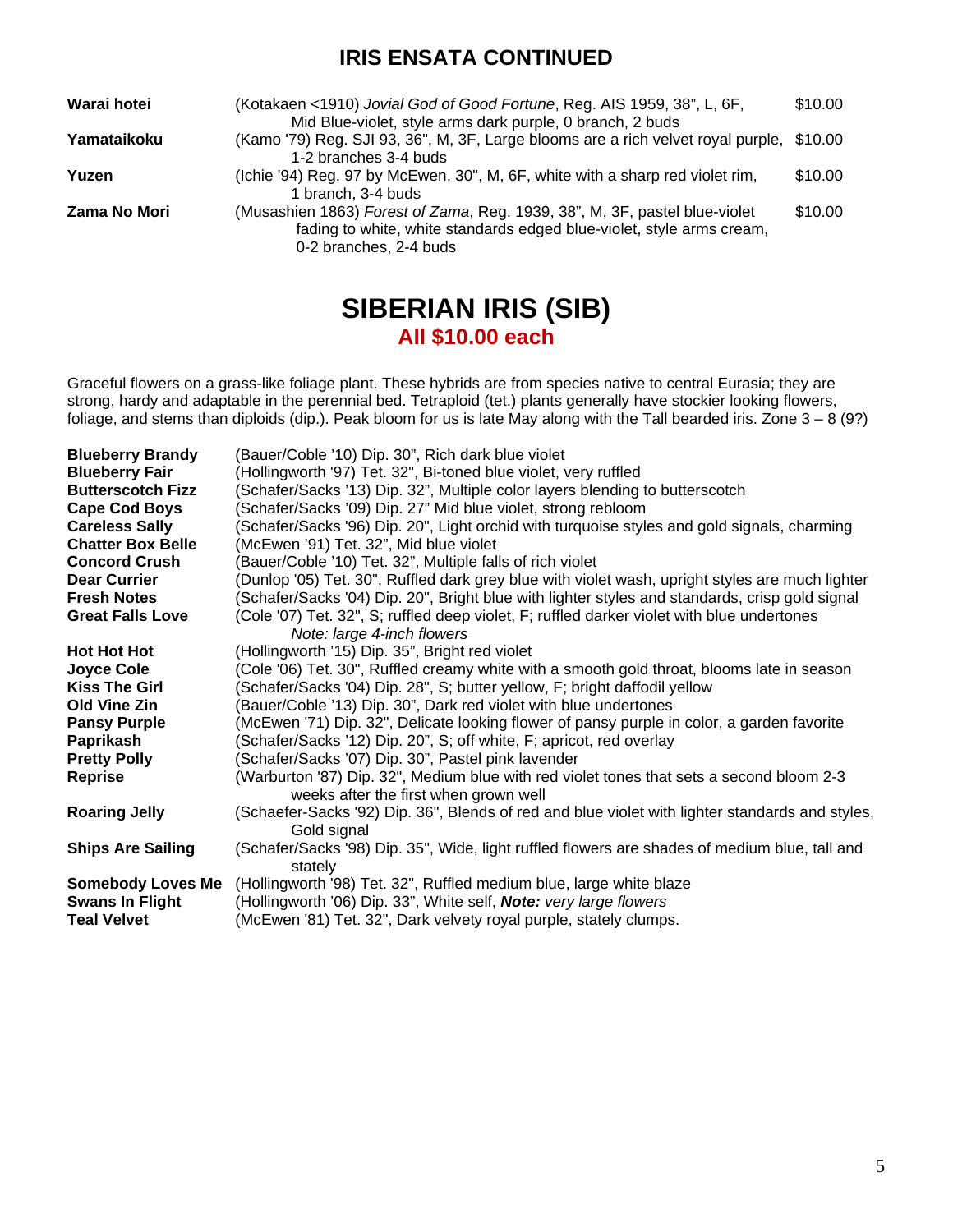## IRIS ENSATA CONTINUED

| | | |
|---|---|---|
| **Warai hotei** | (Kotakaen <1910) *Jovial God of Good Fortune*, Reg. AIS 1959, 38", L, 6F, Mid Blue-violet, style arms dark purple, 0 branch, 2 buds | $10.00 |
| **Yamataikoku** | (Kamo '79) Reg. SJI 93, 36", M, 3F, Large blooms are a rich velvet royal purple, 1-2 branches 3-4 buds | $10.00 |
| **Yuzen** | (Ichie '94) Reg. 97 by McEwen, 30", M, 6F, white with a sharp red violet rim, 1 branch, 3-4 buds | $10.00 |
| **Zama No Mori** | (Musashien 1863) *Forest of Zama*, Reg. 1939, 38", M, 3F, pastel blue-violet fading to white, white standards edged blue-violet, style arms cream, 0-2 branches, 2-4 buds | $10.00 |

# SIBERIAN IRIS (SIB)

## All $10.00 each

Graceful flowers on a grass-like foliage plant. These hybrids are from species native to central Eurasia; they are strong, hardy and adaptable in the perennial bed. Tetraploid (tet.) plants generally have stockier looking flowers, foliage, and stems than diploids (dip.). Peak bloom for us is late May along with the Tall bearded iris. Zone 3 – 8 (9?)

| | |
|---|---|
| **Blueberry Brandy** | (Bauer/Coble '10) Dip. 30", Rich dark blue violet |
| **Blueberry Fair** | (Hollingworth '97) Tet. 32", Bi-toned blue violet, very ruffled |
| **Butterscotch Fizz** | (Schafer/Sacks '13) Dip. 32", Multiple color layers blending to butterscotch |
| **Cape Cod Boys** | (Schafer/Sacks '09) Dip. 27" Mid blue violet, strong rebloom |
| **Careless Sally** | (Schafer/Sacks '96) Dip. 20", Light orchid with turquoise styles and gold signals, charming |
| **Chatter Box Belle** | (McEwen '91) Tet. 32", Mid blue violet |
| **Concord Crush** | (Bauer/Coble '10) Tet. 32", Multiple falls of rich violet |
| **Dear Currier** | (Dunlop '05) Tet. 30", Ruffled dark grey blue with violet wash, upright styles are much lighter |
| **Fresh Notes** | (Schafer/Sacks '04) Dip. 20", Bright blue with lighter styles and standards, crisp gold signal |
| **Great Falls Love** | (Cole '07) Tet. 32", S; ruffled deep violet, F; ruffled darker violet with blue undertones *Note: large 4-inch flowers* |
| **Hot Hot Hot** | (Hollingworth '15) Dip. 35", Bright red violet |
| **Joyce Cole** | (Cole '06) Tet. 30", Ruffled creamy white with a smooth gold throat, blooms late in season |
| **Kiss The Girl** | (Schafer/Sacks '04) Dip. 28", S; butter yellow, F; bright daffodil yellow |
| **Old Vine Zin** | (Bauer/Coble '13) Dip. 30", Dark red violet with blue undertones |
| **Pansy Purple** | (McEwen '71) Dip. 32", Delicate looking flower of pansy purple in color, a garden favorite |
| **Paprikash** | (Schafer/Sacks '12) Dip. 20", S; off white, F; apricot, red overlay |
| **Pretty Polly** | (Schafer/Sacks '07) Dip. 30", Pastel pink lavender |
| **Reprise** | (Warburton '87) Dip. 32", Medium blue with red violet tones that sets a second bloom 2-3 weeks after the first when grown well |
| **Roaring Jelly** | (Schaefer-Sacks '92) Dip. 36", Blends of red and blue violet with lighter standards and styles, Gold signal |
| **Ships Are Sailing** | (Schafer/Sacks '98) Dip. 35", Wide, light ruffled flowers are shades of medium blue, tall and stately |
| **Somebody Loves Me** | (Hollingworth '98) Tet. 32", Ruffled medium blue, large white blaze |
| **Swans In Flight** | (Hollingworth '06) Dip. 33", White self, ***Note:*** *very large flowers* |
| **Teal Velvet** | (McEwen '81) Tet. 32", Dark velvety royal purple, stately clumps. |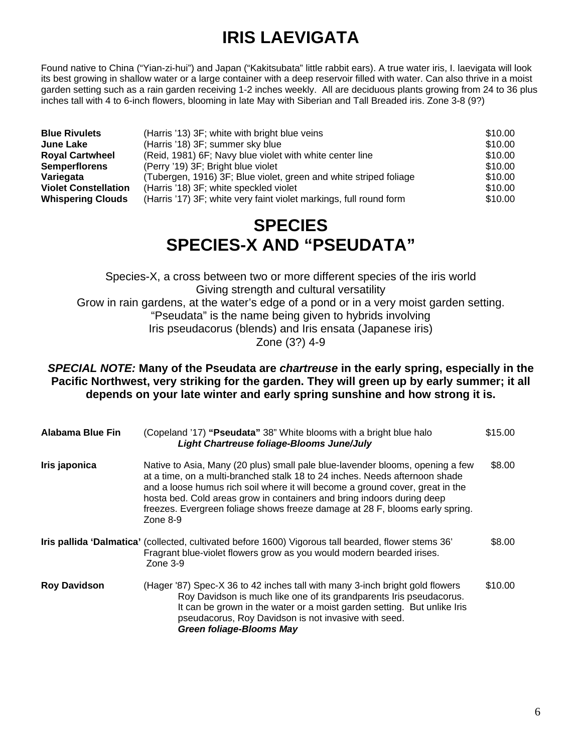# IRIS LAEVIGATA

Found native to China ("Yian-zi-hui") and Japan ("Kakitsubata" little rabbit ears). A true water iris, I. laevigata will look its best growing in shallow water or a large container with a deep reservoir filled with water. Can also thrive in a moist garden setting such as a rain garden receiving 1-2 inches weekly. All are deciduous plants growing from 24 to 36 plus inches tall with 4 to 6-inch flowers, blooming in late May with Siberian and Tall Breaded iris. Zone 3-8 (9?)

| | | |
|---|---|---|
| **Blue Rivulets** | (Harris '13) 3F; white with bright blue veins | $10.00 |
| **June Lake** | (Harris '18) 3F; summer sky blue | $10.00 |
| **Royal Cartwheel** | (Reid, 1981) 6F; Navy blue violet with white center line | $10.00 |
| **Semperflorens** | (Perry '19) 3F; Bright blue violet | $10.00 |
| **Variegata** | (Tubergen, 1916) 3F; Blue violet, green and white striped foliage | $10.00 |
| **Violet Constellation** | (Harris '18) 3F; white speckled violet | $10.00 |
| **Whispering Clouds** | (Harris '17) 3F; white very faint violet markings, full round form | $10.00 |

# SPECIES
# SPECIES-X AND "PSEUDATA"

Species-X, a cross between two or more different species of the iris world
Giving strength and cultural versatility
Grow in rain gardens, at the water's edge of a pond or in a very moist garden setting.
"Pseudata" is the name being given to hybrids involving
Iris pseudacorus (blends) and Iris ensata (Japanese iris)
Zone (3?) 4-9

***SPECIAL NOTE:* Many of the Pseudata are *chartreuse* in the early spring, especially in the Pacific Northwest, very striking for the garden. They will green up by early summer; it all depends on your late winter and early spring sunshine and how strong it is.**

| | | |
|---|---|---|
| **Alabama Blue Fin** | (Copeland '17) **"Pseudata"** 38" White blooms with a bright blue halo<br>***Light Chartreuse foliage-Blooms June/July*** | $15.00 |
| **Iris japonica** | Native to Asia, Many (20 plus) small pale blue-lavender blooms, opening a few at a time, on a multi-branched stalk 18 to 24 inches. Needs afternoon shade and a loose humus rich soil where it will become a ground cover, great in the hosta bed. Cold areas grow in containers and bring indoors during deep freezes. Evergreen foliage shows freeze damage at 28 F, blooms early spring. Zone 8-9 | $8.00 |
| **Iris pallida 'Dalmatica'** | (collected, cultivated before 1600) Vigorous tall bearded, flower stems 36' Fragrant blue-violet flowers grow as you would modern bearded irises. Zone 3-9 | $8.00 |
| **Roy Davidson** | (Hager '87) Spec-X 36 to 42 inches tall with many 3-inch bright gold flowers Roy Davidson is much like one of its grandparents Iris pseudacorus. It can be grown in the water or a moist garden setting. But unlike Iris pseudacorus, Roy Davidson is not invasive with seed.<br>***Green foliage-Blooms May*** | $10.00 |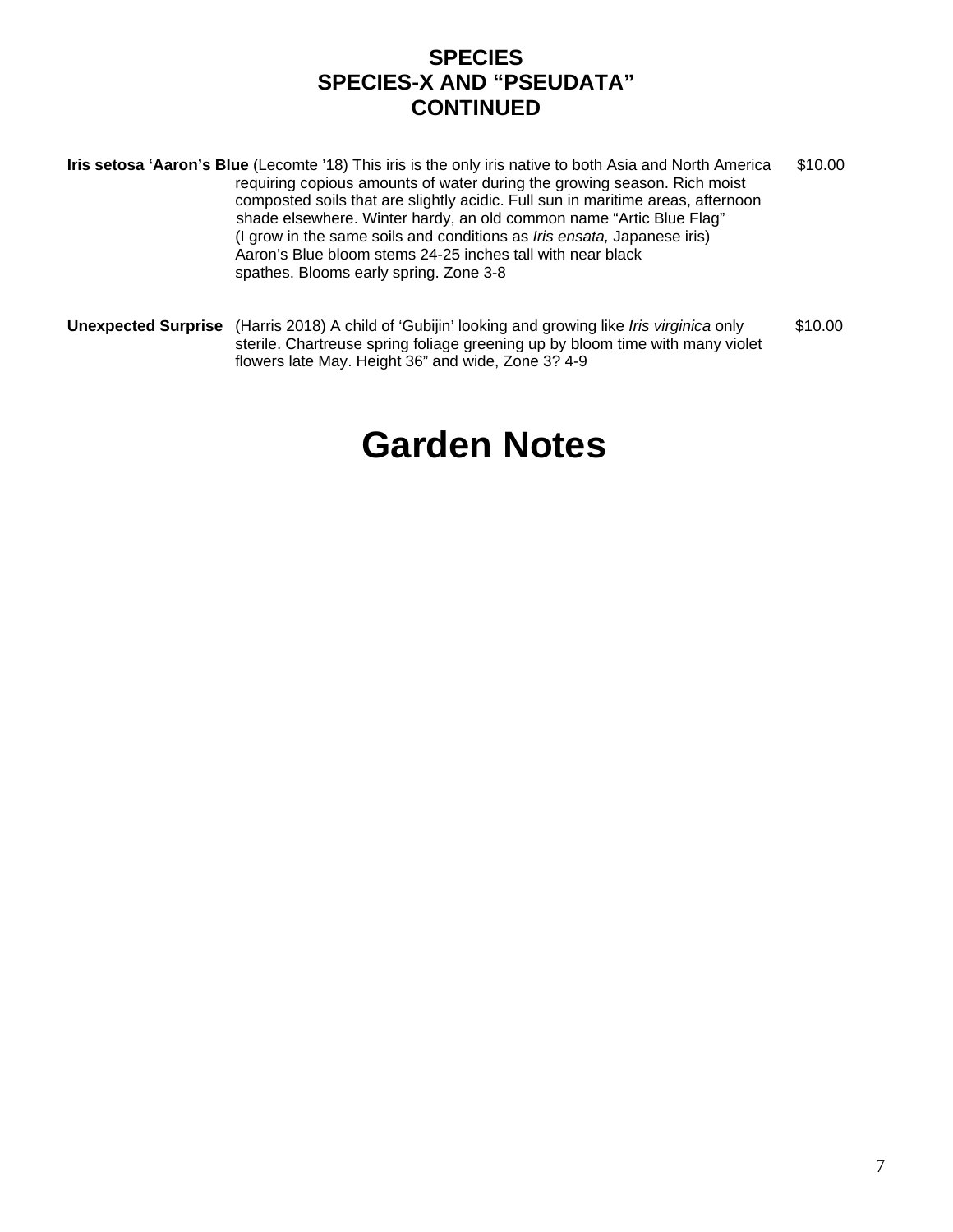## SPECIES
## SPECIES-X AND "PSEUDATA"
## CONTINUED

**Iris setosa 'Aaron's Blue** (Lecomte '18) This iris is the only iris native to both Asia and North America requiring copious amounts of water during the growing season. Rich moist composted soils that are slightly acidic. Full sun in maritime areas, afternoon shade elsewhere. Winter hardy, an old common name "Artic Blue Flag" (I grow in the same soils and conditions as *Iris ensata,* Japanese iris) Aaron's Blue bloom stems 24-25 inches tall with near black spathes. Blooms early spring. Zone 3-8 — $10.00

**Unexpected Surprise** (Harris 2018) A child of 'Gubijin' looking and growing like *Iris virginica* only sterile. Chartreuse spring foliage greening up by bloom time with many violet flowers late May. Height 36" and wide, Zone 3? 4-9 — $10.00

# Garden Notes